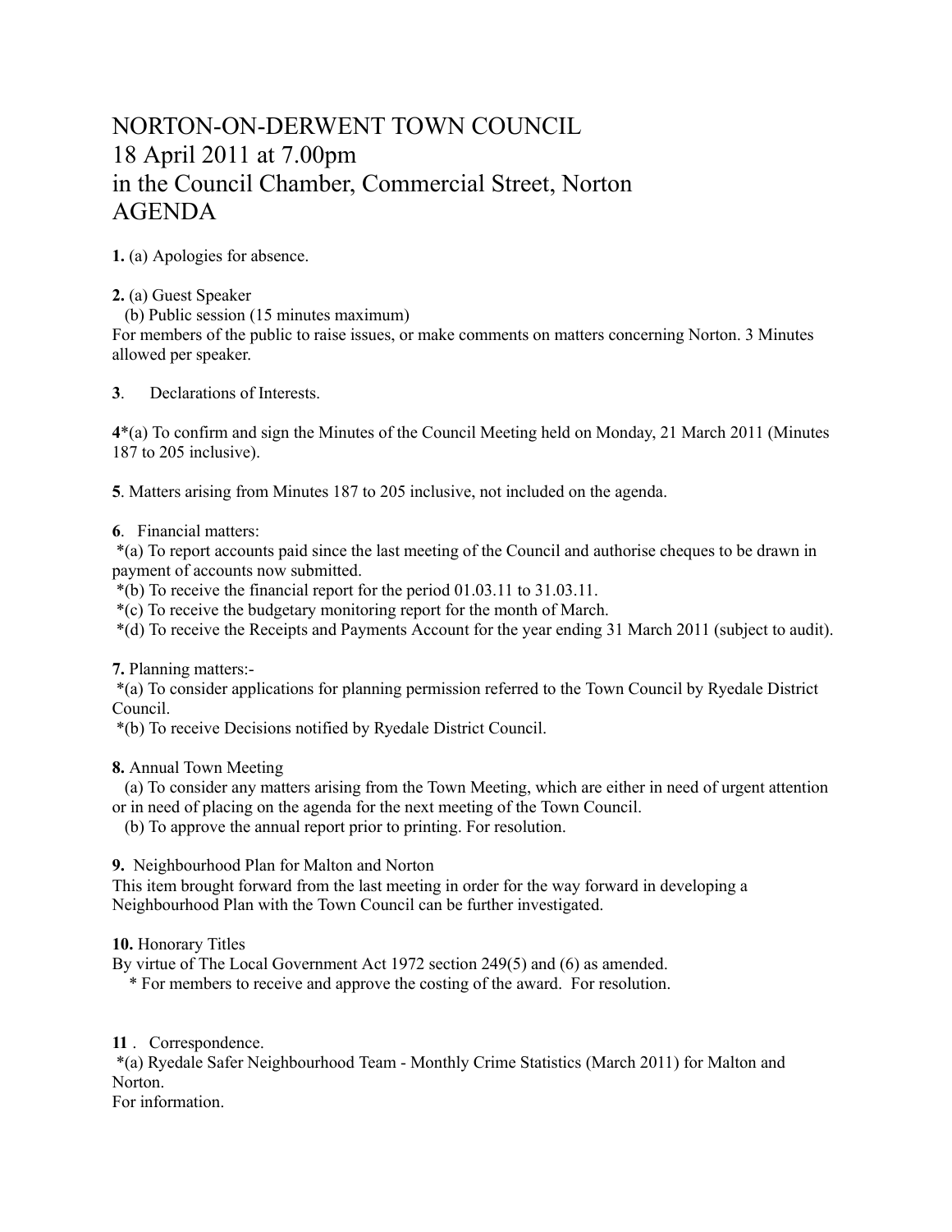# NORTON-ON-DERWENT TOWN COUNCIL
# 18 April 2011 at 7.00pm
# in the Council Chamber, Commercial Street, Norton
# AGENDA

**1.** (a) Apologies for absence.

**2.** (a) Guest Speaker
(b) Public session (15 minutes maximum)
For members of the public to raise issues, or make comments on matters concerning Norton. 3 Minutes allowed per speaker.

**3**. Declarations of Interests.

**4***(a) To confirm and sign the Minutes of the Council Meeting held on Monday, 21 March 2011 (Minutes 187 to 205 inclusive).

**5**. Matters arising from Minutes 187 to 205 inclusive, not included on the agenda.

**6**. Financial matters:
*(a) To report accounts paid since the last meeting of the Council and authorise cheques to be drawn in payment of accounts now submitted.
*(b) To receive the financial report for the period 01.03.11 to 31.03.11.
*(c) To receive the budgetary monitoring report for the month of March.
*(d) To receive the Receipts and Payments Account for the year ending 31 March 2011 (subject to audit).

**7.** Planning matters:-
*(a) To consider applications for planning permission referred to the Town Council by Ryedale District Council.
*(b) To receive Decisions notified by Ryedale District Council.

**8.** Annual Town Meeting
(a) To consider any matters arising from the Town Meeting, which are either in need of urgent attention or in need of placing on the agenda for the next meeting of the Town Council.
(b) To approve the annual report prior to printing. For resolution.

**9.** Neighbourhood Plan for Malton and Norton
This item brought forward from the last meeting in order for the way forward in developing a Neighbourhood Plan with the Town Council can be further investigated.

**10.** Honorary Titles
By virtue of The Local Government Act 1972 section 249(5) and (6) as amended.
* For members to receive and approve the costing of the award. For resolution.

**11** . Correspondence.
*(a) Ryedale Safer Neighbourhood Team - Monthly Crime Statistics (March 2011) for Malton and Norton.
For information.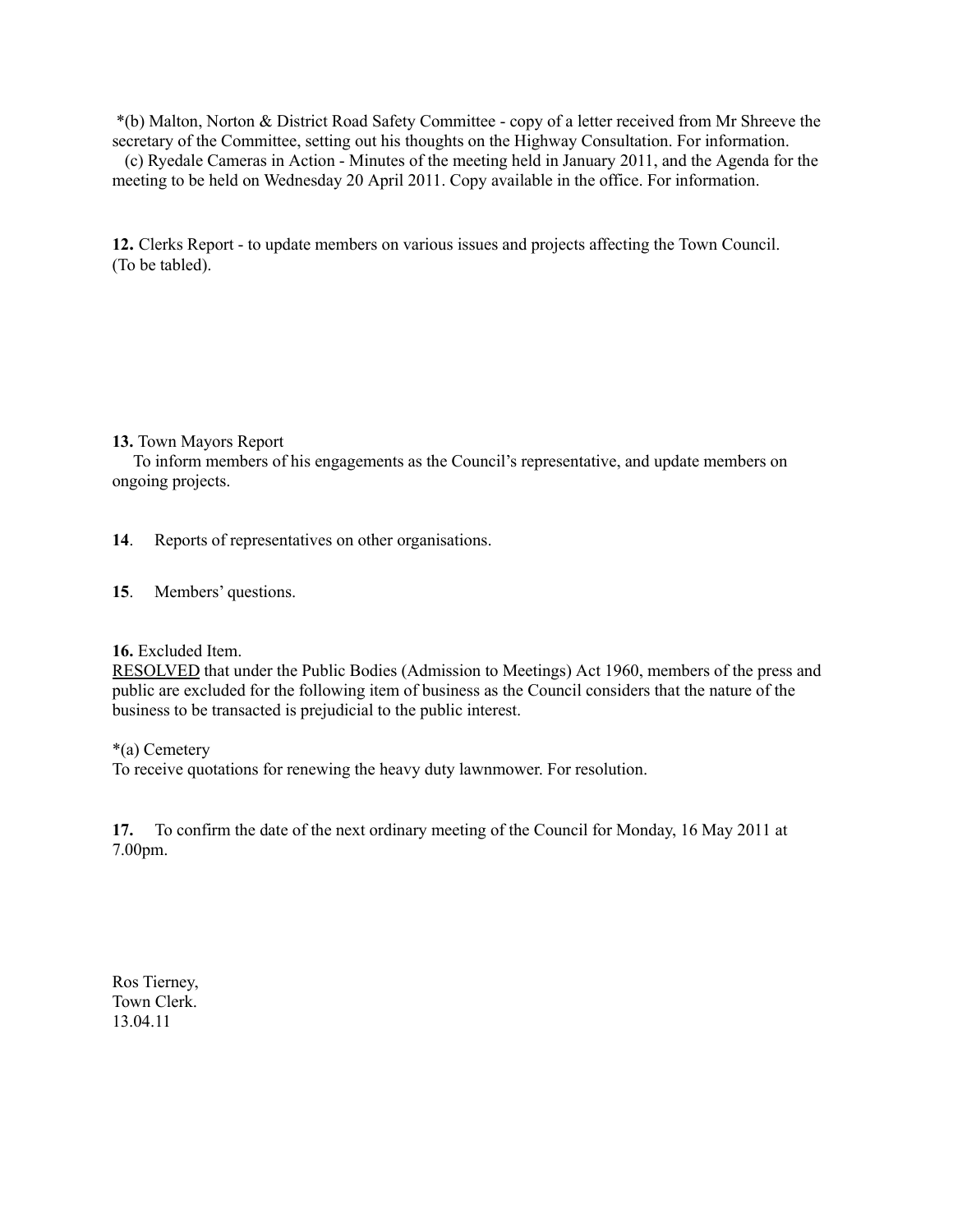*(b) Malton, Norton & District Road Safety Committee - copy of a letter received from Mr Shreeve the secretary of the Committee, setting out his thoughts on the Highway Consultation. For information.

(c) Ryedale Cameras in Action - Minutes of the meeting held in January 2011, and the Agenda for the meeting to be held on Wednesday 20 April 2011. Copy available in the office. For information.

**12.** Clerks Report - to update members on various issues and projects affecting the Town Council. (To be tabled).

**13.** Town Mayors Report

To inform members of his engagements as the Council's representative, and update members on ongoing projects.

**14**. Reports of representatives on other organisations.

**15**. Members' questions.

**16.** Excluded Item.

RESOLVED that under the Public Bodies (Admission to Meetings) Act 1960, members of the press and public are excluded for the following item of business as the Council considers that the nature of the business to be transacted is prejudicial to the public interest.

*(a) Cemetery

To receive quotations for renewing the heavy duty lawnmower. For resolution.

**17.** To confirm the date of the next ordinary meeting of the Council for Monday, 16 May 2011 at 7.00pm.

Ros Tierney,
Town Clerk.
13.04.11